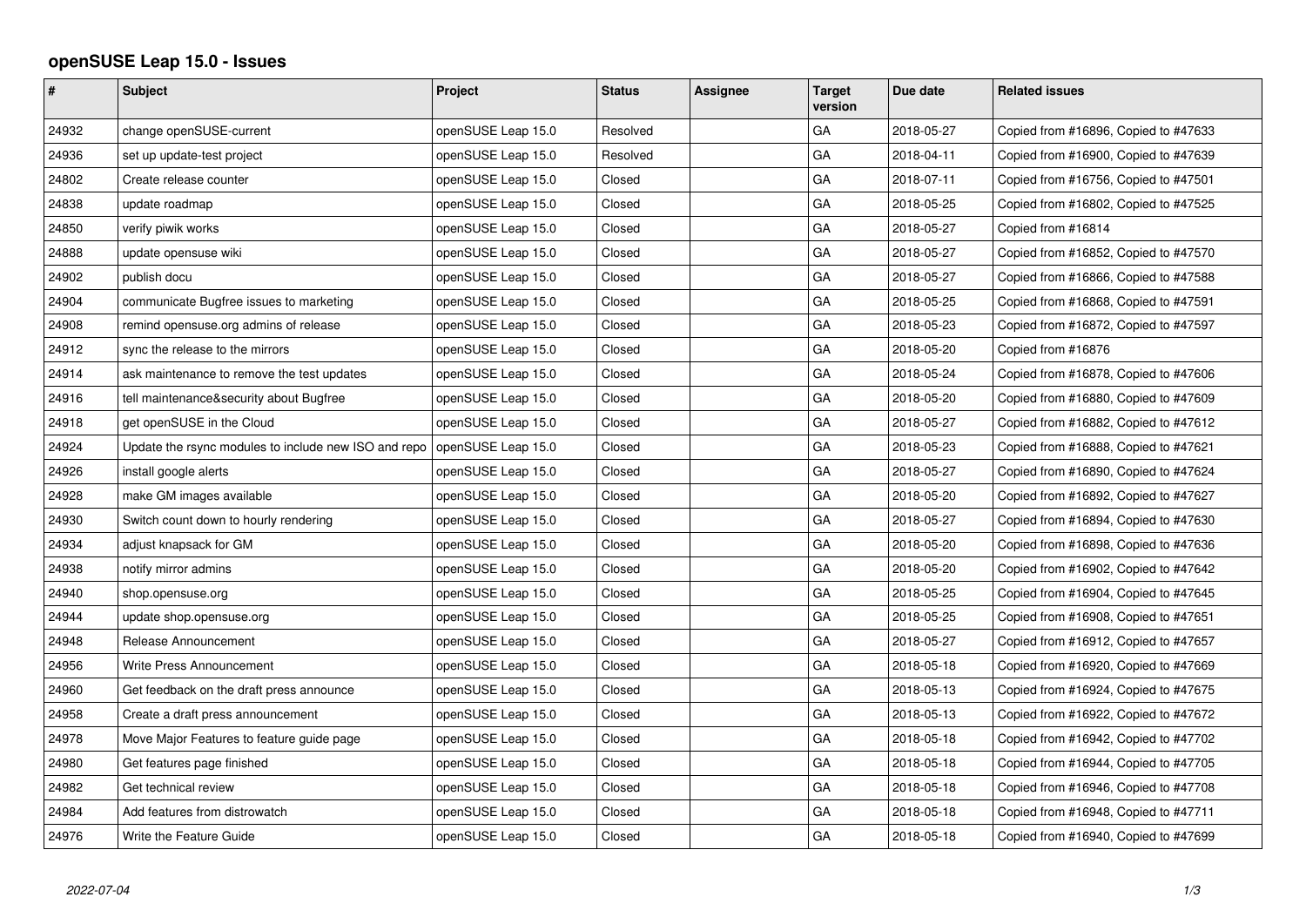# openSUSE Leap 15.0 - Issues

| # | Subject | Project | Status | Assignee | Target version | Due date | Related issues |
|---|---|---|---|---|---|---|---|
| 24932 | change openSUSE-current | openSUSE Leap 15.0 | Resolved | | GA | 2018-05-27 | Copied from #16896, Copied to #47633 |
| 24936 | set up update-test project | openSUSE Leap 15.0 | Resolved | | GA | 2018-04-11 | Copied from #16900, Copied to #47639 |
| 24802 | Create release counter | openSUSE Leap 15.0 | Closed | | GA | 2018-07-11 | Copied from #16756, Copied to #47501 |
| 24838 | update roadmap | openSUSE Leap 15.0 | Closed | | GA | 2018-05-25 | Copied from #16802, Copied to #47525 |
| 24850 | verify piwik works | openSUSE Leap 15.0 | Closed | | GA | 2018-05-27 | Copied from #16814 |
| 24888 | update opensuse wiki | openSUSE Leap 15.0 | Closed | | GA | 2018-05-27 | Copied from #16852, Copied to #47570 |
| 24902 | publish docu | openSUSE Leap 15.0 | Closed | | GA | 2018-05-27 | Copied from #16866, Copied to #47588 |
| 24904 | communicate Bugfree issues to marketing | openSUSE Leap 15.0 | Closed | | GA | 2018-05-25 | Copied from #16868, Copied to #47591 |
| 24908 | remind opensuse.org admins of release | openSUSE Leap 15.0 | Closed | | GA | 2018-05-23 | Copied from #16872, Copied to #47597 |
| 24912 | sync the release to the mirrors | openSUSE Leap 15.0 | Closed | | GA | 2018-05-20 | Copied from #16876 |
| 24914 | ask maintenance to remove the test updates | openSUSE Leap 15.0 | Closed | | GA | 2018-05-24 | Copied from #16878, Copied to #47606 |
| 24916 | tell maintenance&security about Bugfree | openSUSE Leap 15.0 | Closed | | GA | 2018-05-20 | Copied from #16880, Copied to #47609 |
| 24918 | get openSUSE in the Cloud | openSUSE Leap 15.0 | Closed | | GA | 2018-05-27 | Copied from #16882, Copied to #47612 |
| 24924 | Update the rsync modules to include new ISO and repo | openSUSE Leap 15.0 | Closed | | GA | 2018-05-23 | Copied from #16888, Copied to #47621 |
| 24926 | install google alerts | openSUSE Leap 15.0 | Closed | | GA | 2018-05-27 | Copied from #16890, Copied to #47624 |
| 24928 | make GM images available | openSUSE Leap 15.0 | Closed | | GA | 2018-05-20 | Copied from #16892, Copied to #47627 |
| 24930 | Switch count down to hourly rendering | openSUSE Leap 15.0 | Closed | | GA | 2018-05-27 | Copied from #16894, Copied to #47630 |
| 24934 | adjust knapsack for GM | openSUSE Leap 15.0 | Closed | | GA | 2018-05-20 | Copied from #16898, Copied to #47636 |
| 24938 | notify mirror admins | openSUSE Leap 15.0 | Closed | | GA | 2018-05-20 | Copied from #16902, Copied to #47642 |
| 24940 | shop.opensuse.org | openSUSE Leap 15.0 | Closed | | GA | 2018-05-25 | Copied from #16904, Copied to #47645 |
| 24944 | update shop.opensuse.org | openSUSE Leap 15.0 | Closed | | GA | 2018-05-25 | Copied from #16908, Copied to #47651 |
| 24948 | Release Announcement | openSUSE Leap 15.0 | Closed | | GA | 2018-05-27 | Copied from #16912, Copied to #47657 |
| 24956 | Write Press Announcement | openSUSE Leap 15.0 | Closed | | GA | 2018-05-18 | Copied from #16920, Copied to #47669 |
| 24960 | Get feedback on the draft press announce | openSUSE Leap 15.0 | Closed | | GA | 2018-05-13 | Copied from #16924, Copied to #47675 |
| 24958 | Create a draft press announcement | openSUSE Leap 15.0 | Closed | | GA | 2018-05-13 | Copied from #16922, Copied to #47672 |
| 24978 | Move Major Features to feature guide page | openSUSE Leap 15.0 | Closed | | GA | 2018-05-18 | Copied from #16942, Copied to #47702 |
| 24980 | Get features page finished | openSUSE Leap 15.0 | Closed | | GA | 2018-05-18 | Copied from #16944, Copied to #47705 |
| 24982 | Get technical review | openSUSE Leap 15.0 | Closed | | GA | 2018-05-18 | Copied from #16946, Copied to #47708 |
| 24984 | Add features from distrowatch | openSUSE Leap 15.0 | Closed | | GA | 2018-05-18 | Copied from #16948, Copied to #47711 |
| 24976 | Write the Feature Guide | openSUSE Leap 15.0 | Closed | | GA | 2018-05-18 | Copied from #16940, Copied to #47699 |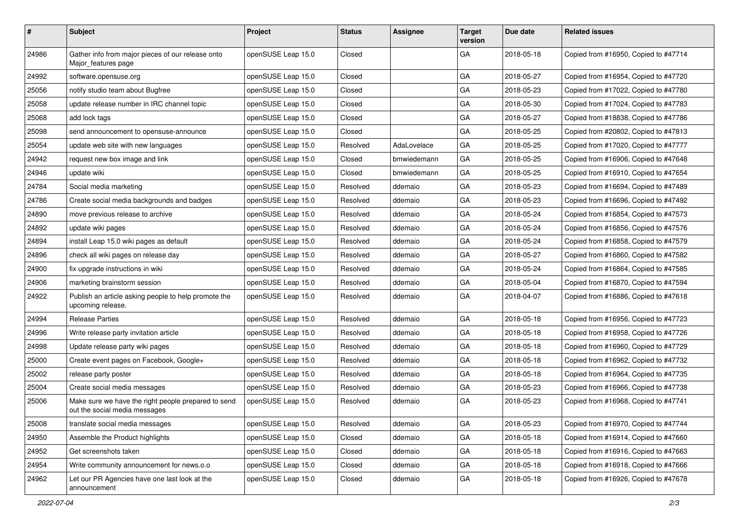| # | Subject | Project | Status | Assignee | Target version | Due date | Related issues |
| --- | --- | --- | --- | --- | --- | --- | --- |
| 24986 | Gather info from major pieces of our release onto Major_features page | openSUSE Leap 15.0 | Closed | | GA | 2018-05-18 | Copied from #16950, Copied to #47714 |
| 24992 | software.opensuse.org | openSUSE Leap 15.0 | Closed | | GA | 2018-05-27 | Copied from #16954, Copied to #47720 |
| 25056 | notify studio team about Bugfree | openSUSE Leap 15.0 | Closed | | GA | 2018-05-23 | Copied from #17022, Copied to #47780 |
| 25058 | update release number in IRC channel topic | openSUSE Leap 15.0 | Closed | | GA | 2018-05-30 | Copied from #17024, Copied to #47783 |
| 25068 | add lock tags | openSUSE Leap 15.0 | Closed | | GA | 2018-05-27 | Copied from #18838, Copied to #47786 |
| 25098 | send announcement to opensuse-announce | openSUSE Leap 15.0 | Closed | | GA | 2018-05-25 | Copied from #20802, Copied to #47813 |
| 25054 | update web site with new languages | openSUSE Leap 15.0 | Resolved | AdaLovelace | GA | 2018-05-25 | Copied from #17020, Copied to #47777 |
| 24942 | request new box image and link | openSUSE Leap 15.0 | Closed | bmwiedemann | GA | 2018-05-25 | Copied from #16906, Copied to #47648 |
| 24946 | update wiki | openSUSE Leap 15.0 | Closed | bmwiedemann | GA | 2018-05-25 | Copied from #16910, Copied to #47654 |
| 24784 | Social media marketing | openSUSE Leap 15.0 | Resolved | ddemaio | GA | 2018-05-23 | Copied from #16694, Copied to #47489 |
| 24786 | Create social media backgrounds and badges | openSUSE Leap 15.0 | Resolved | ddemaio | GA | 2018-05-23 | Copied from #16696, Copied to #47492 |
| 24890 | move previous release to archive | openSUSE Leap 15.0 | Resolved | ddemaio | GA | 2018-05-24 | Copied from #16854, Copied to #47573 |
| 24892 | update wiki pages | openSUSE Leap 15.0 | Resolved | ddemaio | GA | 2018-05-24 | Copied from #16856, Copied to #47576 |
| 24894 | install Leap 15.0 wiki pages as default | openSUSE Leap 15.0 | Resolved | ddemaio | GA | 2018-05-24 | Copied from #16858, Copied to #47579 |
| 24896 | check all wiki pages on release day | openSUSE Leap 15.0 | Resolved | ddemaio | GA | 2018-05-27 | Copied from #16860, Copied to #47582 |
| 24900 | fix upgrade instructions in wiki | openSUSE Leap 15.0 | Resolved | ddemaio | GA | 2018-05-24 | Copied from #16864, Copied to #47585 |
| 24906 | marketing brainstorm session | openSUSE Leap 15.0 | Resolved | ddemaio | GA | 2018-05-04 | Copied from #16870, Copied to #47594 |
| 24922 | Publish an article asking people to help promote the upcoming release. | openSUSE Leap 15.0 | Resolved | ddemaio | GA | 2018-04-07 | Copied from #16886, Copied to #47618 |
| 24994 | Release Parties | openSUSE Leap 15.0 | Resolved | ddemaio | GA | 2018-05-18 | Copied from #16956, Copied to #47723 |
| 24996 | Write release party invitation article | openSUSE Leap 15.0 | Resolved | ddemaio | GA | 2018-05-18 | Copied from #16958, Copied to #47726 |
| 24998 | Update release party wiki pages | openSUSE Leap 15.0 | Resolved | ddemaio | GA | 2018-05-18 | Copied from #16960, Copied to #47729 |
| 25000 | Create event pages on Facebook, Google+ | openSUSE Leap 15.0 | Resolved | ddemaio | GA | 2018-05-18 | Copied from #16962, Copied to #47732 |
| 25002 | release party poster | openSUSE Leap 15.0 | Resolved | ddemaio | GA | 2018-05-18 | Copied from #16964, Copied to #47735 |
| 25004 | Create social media messages | openSUSE Leap 15.0 | Resolved | ddemaio | GA | 2018-05-23 | Copied from #16966, Copied to #47738 |
| 25006 | Make sure we have the right people prepared to send out the social media messages | openSUSE Leap 15.0 | Resolved | ddemaio | GA | 2018-05-23 | Copied from #16968, Copied to #47741 |
| 25008 | translate social media messages | openSUSE Leap 15.0 | Resolved | ddemaio | GA | 2018-05-23 | Copied from #16970, Copied to #47744 |
| 24950 | Assemble the Product highlights | openSUSE Leap 15.0 | Closed | ddemaio | GA | 2018-05-18 | Copied from #16914, Copied to #47660 |
| 24952 | Get screenshots taken | openSUSE Leap 15.0 | Closed | ddemaio | GA | 2018-05-18 | Copied from #16916, Copied to #47663 |
| 24954 | Write community announcement for news.o.o | openSUSE Leap 15.0 | Closed | ddemaio | GA | 2018-05-18 | Copied from #16918, Copied to #47666 |
| 24962 | Let our PR Agencies have one last look at the announcement | openSUSE Leap 15.0 | Closed | ddemaio | GA | 2018-05-18 | Copied from #16926, Copied to #47678 |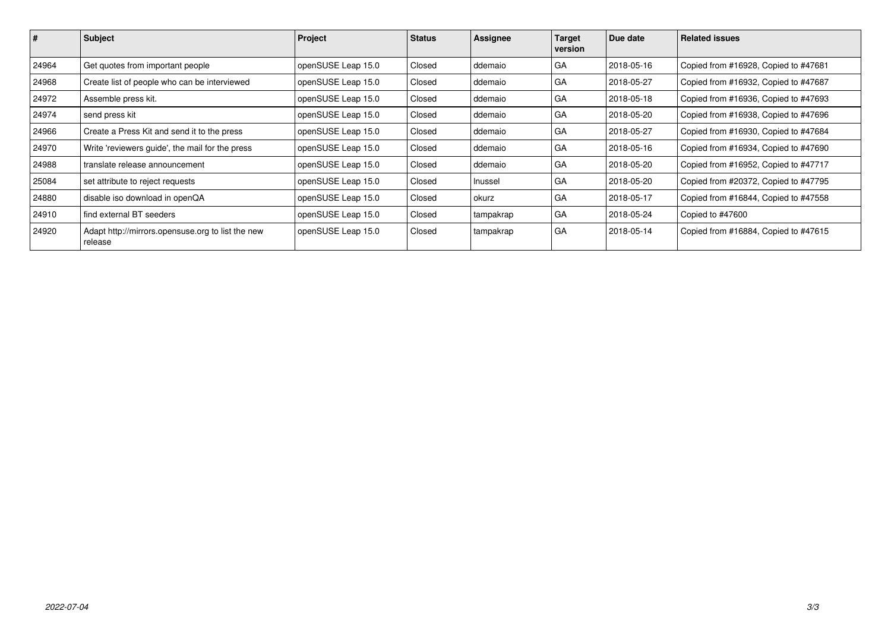| # | Subject | Project | Status | Assignee | Target version | Due date | Related issues |
|---|---|---|---|---|---|---|---|
| 24964 | Get quotes from important people | openSUSE Leap 15.0 | Closed | ddemaio | GA | 2018-05-16 | Copied from #16928, Copied to #47681 |
| 24968 | Create list of people who can be interviewed | openSUSE Leap 15.0 | Closed | ddemaio | GA | 2018-05-27 | Copied from #16932, Copied to #47687 |
| 24972 | Assemble press kit. | openSUSE Leap 15.0 | Closed | ddemaio | GA | 2018-05-18 | Copied from #16936, Copied to #47693 |
| 24974 | send press kit | openSUSE Leap 15.0 | Closed | ddemaio | GA | 2018-05-20 | Copied from #16938, Copied to #47696 |
| 24966 | Create a Press Kit and send it to the press | openSUSE Leap 15.0 | Closed | ddemaio | GA | 2018-05-27 | Copied from #16930, Copied to #47684 |
| 24970 | Write 'reviewers guide', the mail for the press | openSUSE Leap 15.0 | Closed | ddemaio | GA | 2018-05-16 | Copied from #16934, Copied to #47690 |
| 24988 | translate release announcement | openSUSE Leap 15.0 | Closed | ddemaio | GA | 2018-05-20 | Copied from #16952, Copied to #47717 |
| 25084 | set attribute to reject requests | openSUSE Leap 15.0 | Closed | lnussel | GA | 2018-05-20 | Copied from #20372, Copied to #47795 |
| 24880 | disable iso download in openQA | openSUSE Leap 15.0 | Closed | okurz | GA | 2018-05-17 | Copied from #16844, Copied to #47558 |
| 24910 | find external BT seeders | openSUSE Leap 15.0 | Closed | tampakrap | GA | 2018-05-24 | Copied to #47600 |
| 24920 | Adapt http://mirrors.opensuse.org to list the new release | openSUSE Leap 15.0 | Closed | tampakrap | GA | 2018-05-14 | Copied from #16884, Copied to #47615 |

2022-07-04